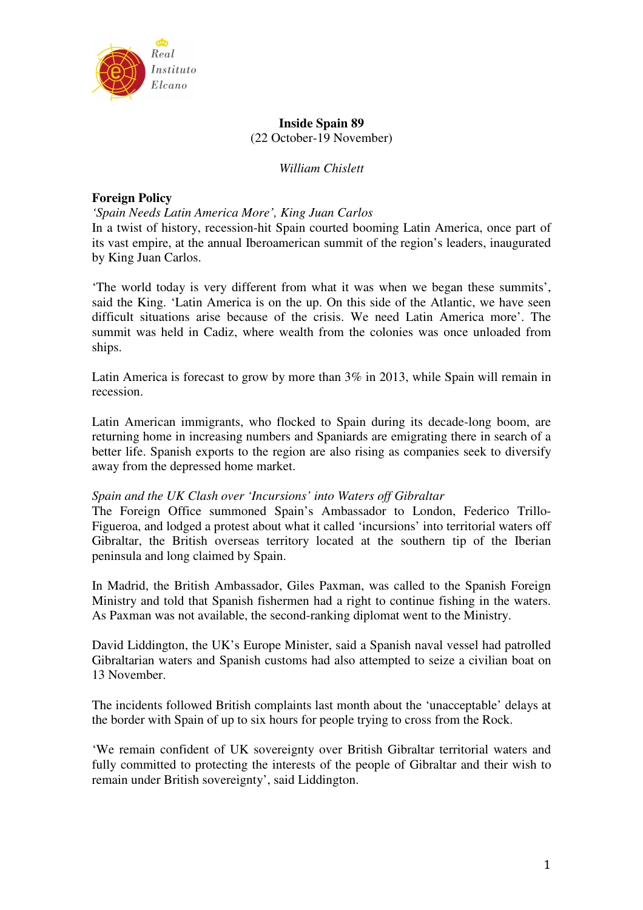# Inside Spain 89

(22 October-19 November)

*William Chislett*

## Foreign Policy

### *'Spain Needs Latin America More', King Juan Carlos*

In a twist of history, recession-hit Spain courted booming Latin America, once part of its vast empire, at the annual Iberoamerican summit of the region's leaders, inaugurated by King Juan Carlos.

'The world today is very different from what it was when we began these summits', said the King. 'Latin America is on the up. On this side of the Atlantic, we have seen difficult situations arise because of the crisis. We need Latin America more'. The summit was held in Cadiz, where wealth from the colonies was once unloaded from ships.

Latin America is forecast to grow by more than 3% in 2013, while Spain will remain in recession.

Latin American immigrants, who flocked to Spain during its decade-long boom, are returning home in increasing numbers and Spaniards are emigrating there in search of a better life. Spanish exports to the region are also rising as companies seek to diversify away from the depressed home market.

### *Spain and the UK Clash over 'Incursions' into Waters off Gibraltar*

The Foreign Office summoned Spain's Ambassador to London, Federico Trillo-Figueroa, and lodged a protest about what it called 'incursions' into territorial waters off Gibraltar, the British overseas territory located at the southern tip of the Iberian peninsula and long claimed by Spain.

In Madrid, the British Ambassador, Giles Paxman, was called to the Spanish Foreign Ministry and told that Spanish fishermen had a right to continue fishing in the waters. As Paxman was not available, the second-ranking diplomat went to the Ministry.

David Liddington, the UK's Europe Minister, said a Spanish naval vessel had patrolled Gibraltarian waters and Spanish customs had also attempted to seize a civilian boat on 13 November.

The incidents followed British complaints last month about the 'unacceptable' delays at the border with Spain of up to six hours for people trying to cross from the Rock.

'We remain confident of UK sovereignty over British Gibraltar territorial waters and fully committed to protecting the interests of the people of Gibraltar and their wish to remain under British sovereignty', said Liddington.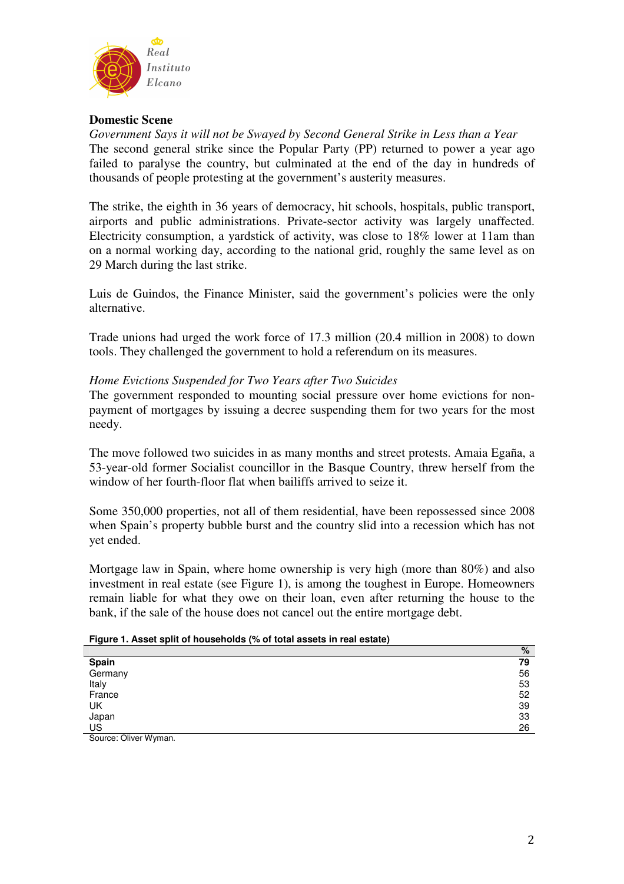## Domestic Scene

*Government Says it will not be Swayed by Second General Strike in Less than a Year*

The second general strike since the Popular Party (PP) returned to power a year ago failed to paralyse the country, but culminated at the end of the day in hundreds of thousands of people protesting at the government's austerity measures.

The strike, the eighth in 36 years of democracy, hit schools, hospitals, public transport, airports and public administrations. Private-sector activity was largely unaffected. Electricity consumption, a yardstick of activity, was close to 18% lower at 11am than on a normal working day, according to the national grid, roughly the same level as on 29 March during the last strike.

Luis de Guindos, the Finance Minister, said the government's policies were the only alternative.

Trade unions had urged the work force of 17.3 million (20.4 million in 2008) to down tools. They challenged the government to hold a referendum on its measures.

*Home Evictions Suspended for Two Years after Two Suicides*

The government responded to mounting social pressure over home evictions for non-payment of mortgages by issuing a decree suspending them for two years for the most needy.

The move followed two suicides in as many months and street protests. Amaia Egaña, a 53-year-old former Socialist councillor in the Basque Country, threw herself from the window of her fourth-floor flat when bailiffs arrived to seize it.

Some 350,000 properties, not all of them residential, have been repossessed since 2008 when Spain's property bubble burst and the country slid into a recession which has not yet ended.

Mortgage law in Spain, where home ownership is very high (more than 80%) and also investment in real estate (see Figure 1), is among the toughest in Europe. Homeowners remain liable for what they owe on their loan, even after returning the house to the bank, if the sale of the house does not cancel out the entire mortgage debt.

**Figure 1. Asset split of households (% of total assets in real estate)**

| | % |
|---|---|
| **Spain** | **79** |
| Germany | 56 |
| Italy | 53 |
| France | 52 |
| UK | 39 |
| Japan | 33 |
| US | 26 |

Source: Oliver Wyman.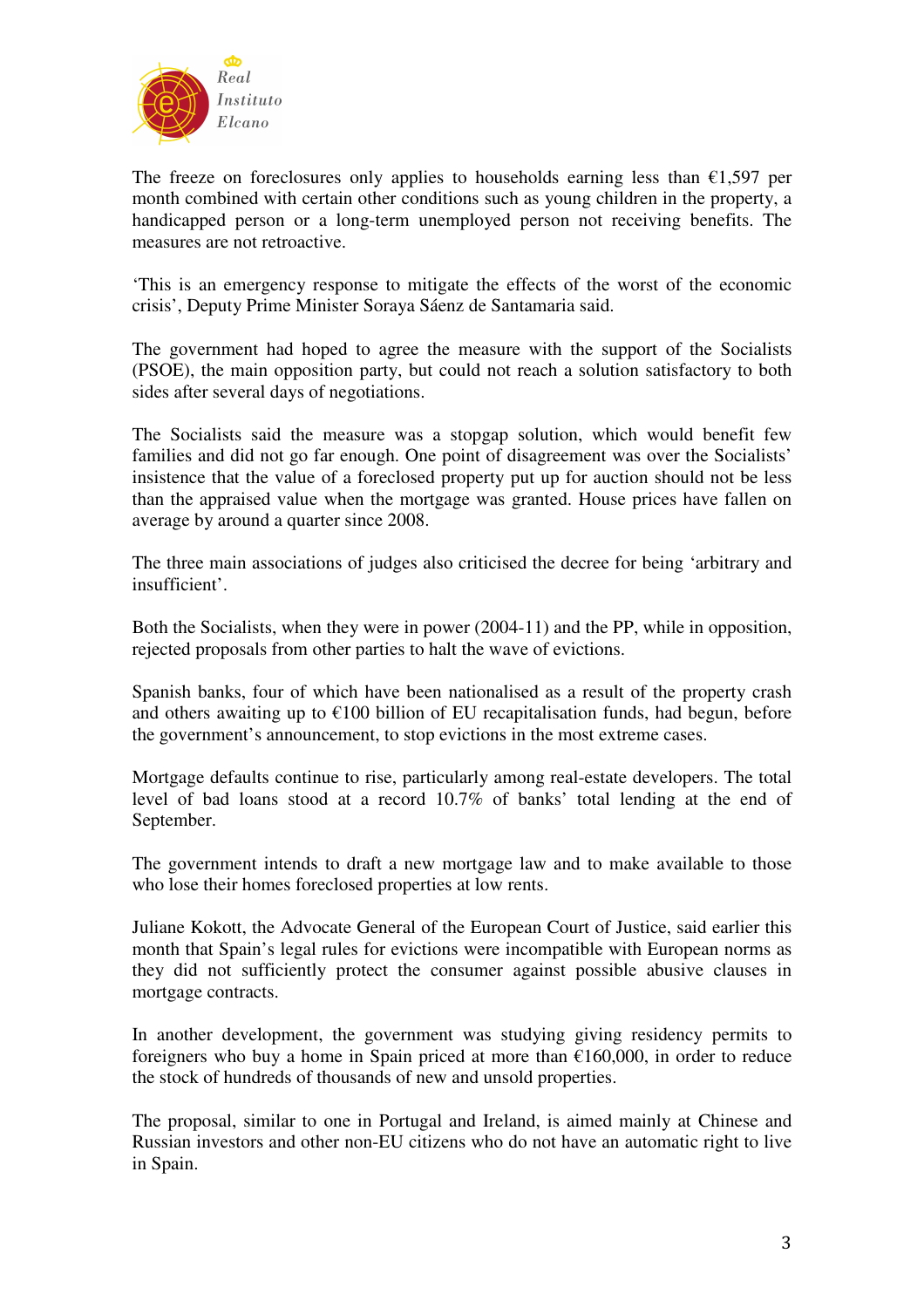The freeze on foreclosures only applies to households earning less than €1,597 per month combined with certain other conditions such as young children in the property, a handicapped person or a long-term unemployed person not receiving benefits. The measures are not retroactive.

'This is an emergency response to mitigate the effects of the worst of the economic crisis', Deputy Prime Minister Soraya Sáenz de Santamaria said.

The government had hoped to agree the measure with the support of the Socialists (PSOE), the main opposition party, but could not reach a solution satisfactory to both sides after several days of negotiations.

The Socialists said the measure was a stopgap solution, which would benefit few families and did not go far enough. One point of disagreement was over the Socialists' insistence that the value of a foreclosed property put up for auction should not be less than the appraised value when the mortgage was granted. House prices have fallen on average by around a quarter since 2008.

The three main associations of judges also criticised the decree for being 'arbitrary and insufficient'.

Both the Socialists, when they were in power (2004-11) and the PP, while in opposition, rejected proposals from other parties to halt the wave of evictions.

Spanish banks, four of which have been nationalised as a result of the property crash and others awaiting up to €100 billion of EU recapitalisation funds, had begun, before the government's announcement, to stop evictions in the most extreme cases.

Mortgage defaults continue to rise, particularly among real-estate developers. The total level of bad loans stood at a record 10.7% of banks' total lending at the end of September.

The government intends to draft a new mortgage law and to make available to those who lose their homes foreclosed properties at low rents.

Juliane Kokott, the Advocate General of the European Court of Justice, said earlier this month that Spain's legal rules for evictions were incompatible with European norms as they did not sufficiently protect the consumer against possible abusive clauses in mortgage contracts.

In another development, the government was studying giving residency permits to foreigners who buy a home in Spain priced at more than €160,000, in order to reduce the stock of hundreds of thousands of new and unsold properties.

The proposal, similar to one in Portugal and Ireland, is aimed mainly at Chinese and Russian investors and other non-EU citizens who do not have an automatic right to live in Spain.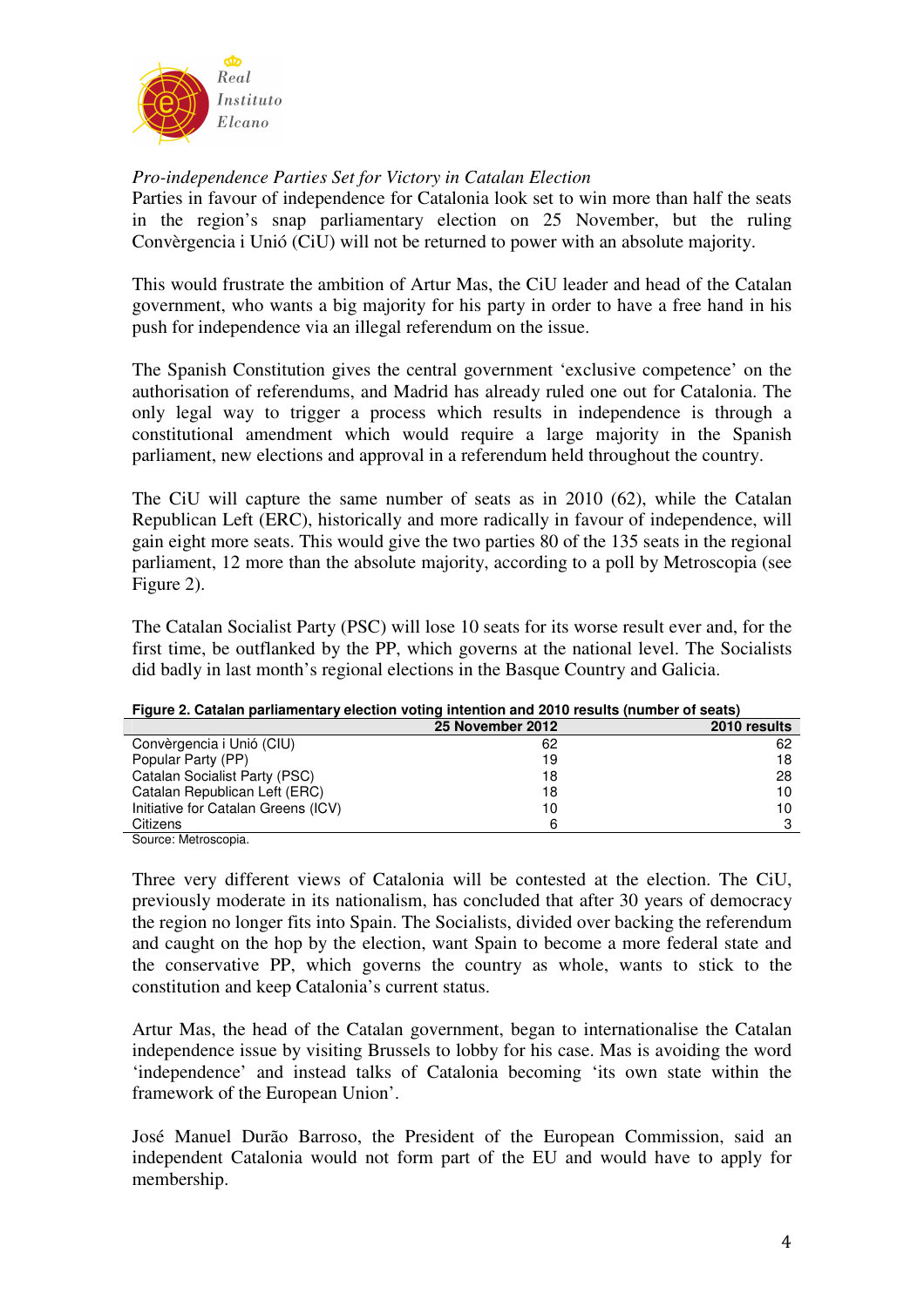*Pro-independence Parties Set for Victory in Catalan Election*

Parties in favour of independence for Catalonia look set to win more than half the seats in the region's snap parliamentary election on 25 November, but the ruling Convèrgencia i Unió (CiU) will not be returned to power with an absolute majority.

This would frustrate the ambition of Artur Mas, the CiU leader and head of the Catalan government, who wants a big majority for his party in order to have a free hand in his push for independence via an illegal referendum on the issue.

The Spanish Constitution gives the central government 'exclusive competence' on the authorisation of referendums, and Madrid has already ruled one out for Catalonia. The only legal way to trigger a process which results in independence is through a constitutional amendment which would require a large majority in the Spanish parliament, new elections and approval in a referendum held throughout the country.

The CiU will capture the same number of seats as in 2010 (62), while the Catalan Republican Left (ERC), historically and more radically in favour of independence, will gain eight more seats. This would give the two parties 80 of the 135 seats in the regional parliament, 12 more than the absolute majority, according to a poll by Metroscopia (see Figure 2).

The Catalan Socialist Party (PSC) will lose 10 seats for its worse result ever and, for the first time, be outflanked by the PP, which governs at the national level. The Socialists did badly in last month's regional elections in the Basque Country and Galicia.

**Figure 2. Catalan parliamentary election voting intention and 2010 results (number of seats)**

| | 25 November 2012 | 2010 results |
|---|---|---|
| Convèrgencia i Unió (CIU) | 62 | 62 |
| Popular Party (PP) | 19 | 18 |
| Catalan Socialist Party (PSC) | 18 | 28 |
| Catalan Republican Left (ERC) | 18 | 10 |
| Initiative for Catalan Greens (ICV) | 10 | 10 |
| Citizens | 6 | 3 |

Source: Metroscopia.

Three very different views of Catalonia will be contested at the election. The CiU, previously moderate in its nationalism, has concluded that after 30 years of democracy the region no longer fits into Spain. The Socialists, divided over backing the referendum and caught on the hop by the election, want Spain to become a more federal state and the conservative PP, which governs the country as whole, wants to stick to the constitution and keep Catalonia's current status.

Artur Mas, the head of the Catalan government, began to internationalise the Catalan independence issue by visiting Brussels to lobby for his case. Mas is avoiding the word 'independence' and instead talks of Catalonia becoming 'its own state within the framework of the European Union'.

José Manuel Durão Barroso, the President of the European Commission, said an independent Catalonia would not form part of the EU and would have to apply for membership.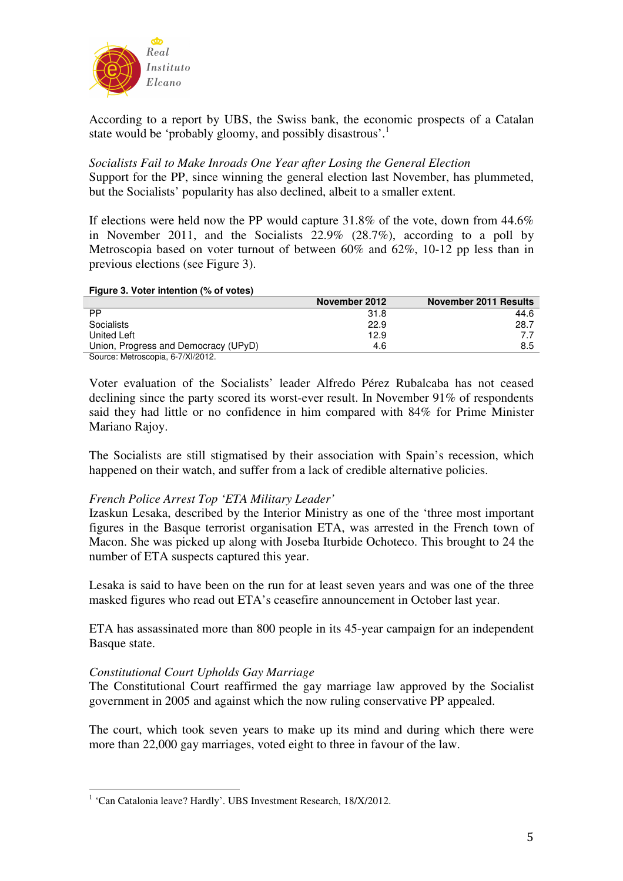According to a report by UBS, the Swiss bank, the economic prospects of a Catalan state would be 'probably gloomy, and possibly disastrous'.[1]

*Socialists Fail to Make Inroads One Year after Losing the General Election*

Support for the PP, since winning the general election last November, has plummeted, but the Socialists' popularity has also declined, albeit to a smaller extent.

If elections were held now the PP would capture 31.8% of the vote, down from 44.6% in November 2011, and the Socialists 22.9% (28.7%), according to a poll by Metroscopia based on voter turnout of between 60% and 62%, 10-12 pp less than in previous elections (see Figure 3).

**Figure 3. Voter intention (% of votes)**

| | November 2012 | November 2011 Results |
|---|---|---|
| PP | 31.8 | 44.6 |
| Socialists | 22.9 | 28.7 |
| United Left | 12.9 | 7.7 |
| Union, Progress and Democracy (UPyD) | 4.6 | 8.5 |

Source: Metroscopia, 6-7/XI/2012.

Voter evaluation of the Socialists' leader Alfredo Pérez Rubalcaba has not ceased declining since the party scored its worst-ever result. In November 91% of respondents said they had little or no confidence in him compared with 84% for Prime Minister Mariano Rajoy.

The Socialists are still stigmatised by their association with Spain's recession, which happened on their watch, and suffer from a lack of credible alternative policies.

*French Police Arrest Top 'ETA Military Leader'*

Izaskun Lesaka, described by the Interior Ministry as one of the 'three most important figures in the Basque terrorist organisation ETA, was arrested in the French town of Macon. She was picked up along with Joseba Iturbide Ochoteco. This brought to 24 the number of ETA suspects captured this year.

Lesaka is said to have been on the run for at least seven years and was one of the three masked figures who read out ETA's ceasefire announcement in October last year.

ETA has assassinated more than 800 people in its 45-year campaign for an independent Basque state.

*Constitutional Court Upholds Gay Marriage*

The Constitutional Court reaffirmed the gay marriage law approved by the Socialist government in 2005 and against which the now ruling conservative PP appealed.

The court, which took seven years to make up its mind and during which there were more than 22,000 gay marriages, voted eight to three in favour of the law.

---

[1] 'Can Catalonia leave? Hardly'. UBS Investment Research, 18/X/2012.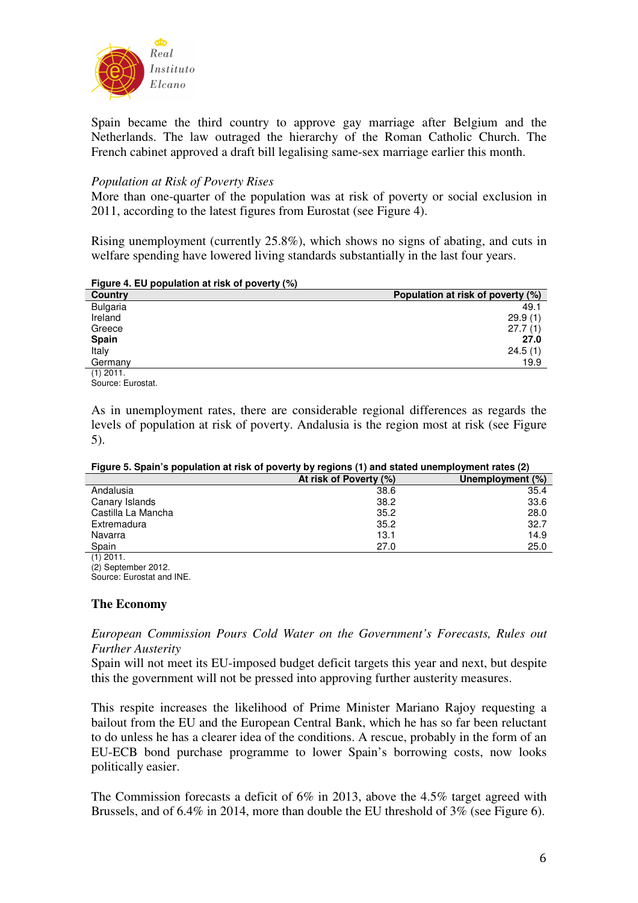Spain became the third country to approve gay marriage after Belgium and the Netherlands. The law outraged the hierarchy of the Roman Catholic Church. The French cabinet approved a draft bill legalising same-sex marriage earlier this month.

*Population at Risk of Poverty Rises*

More than one-quarter of the population was at risk of poverty or social exclusion in 2011, according to the latest figures from Eurostat (see Figure 4).

Rising unemployment (currently 25.8%), which shows no signs of abating, and cuts in welfare spending have lowered living standards substantially in the last four years.

**Figure 4. EU population at risk of poverty (%)**

| Country | Population at risk of poverty (%) |
|---|---|
| Bulgaria | 49.1 |
| Ireland | 29.9 (1) |
| Greece | 27.7 (1) |
| **Spain** | **27.0** |
| Italy | 24.5 (1) |
| Germany | 19.9 |

(1) 2011.
Source: Eurostat.

As in unemployment rates, there are considerable regional differences as regards the levels of population at risk of poverty. Andalusia is the region most at risk (see Figure 5).

**Figure 5. Spain's population at risk of poverty by regions (1) and stated unemployment rates (2)**

| | At risk of Poverty (%) | Unemployment (%) |
|---|---|---|
| Andalusia | 38.6 | 35.4 |
| Canary Islands | 38.2 | 33.6 |
| Castilla La Mancha | 35.2 | 28.0 |
| Extremadura | 35.2 | 32.7 |
| Navarra | 13.1 | 14.9 |
| Spain | 27.0 | 25.0 |

(1) 2011.
(2) September 2012.
Source: Eurostat and INE.

## The Economy

*European Commission Pours Cold Water on the Government's Forecasts, Rules out Further Austerity*

Spain will not meet its EU-imposed budget deficit targets this year and next, but despite this the government will not be pressed into approving further austerity measures.

This respite increases the likelihood of Prime Minister Mariano Rajoy requesting a bailout from the EU and the European Central Bank, which he has so far been reluctant to do unless he has a clearer idea of the conditions. A rescue, probably in the form of an EU-ECB bond purchase programme to lower Spain's borrowing costs, now looks politically easier.

The Commission forecasts a deficit of 6% in 2013, above the 4.5% target agreed with Brussels, and of 6.4% in 2014, more than double the EU threshold of 3% (see Figure 6).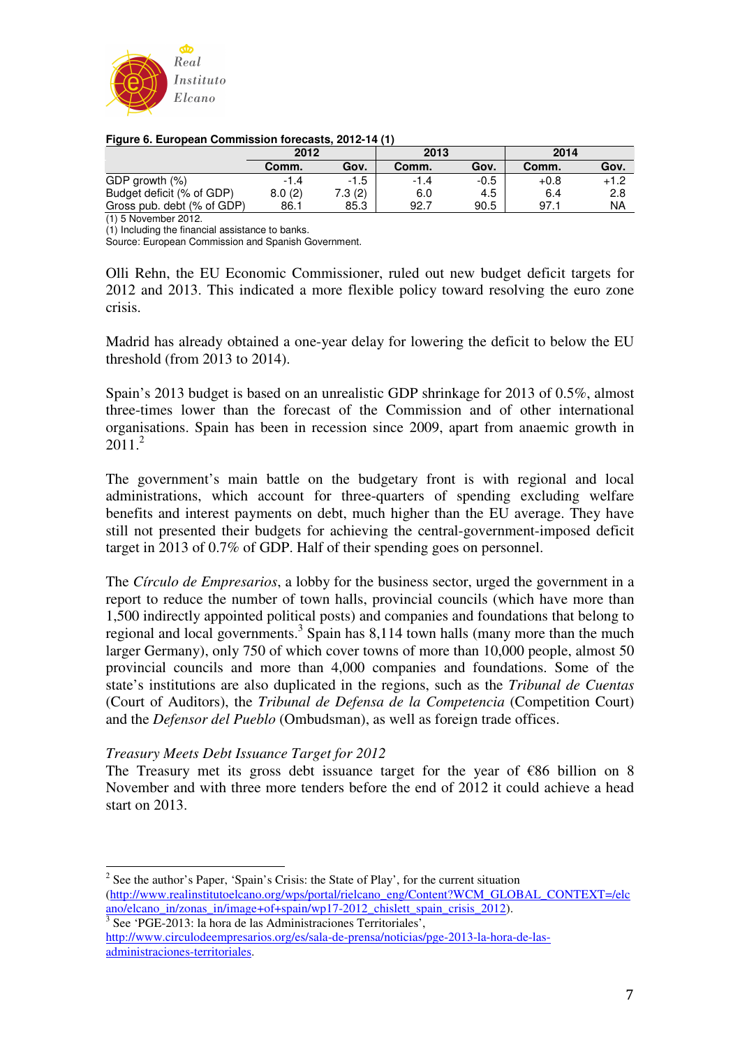**Figure 6. European Commission forecasts, 2012-14 (1)**

| | 2012 | | 2013 | | 2014 | |
|---|---|---|---|---|---|---|
| | Comm. | Gov. | Comm. | Gov. | Comm. | Gov. |
| GDP growth (%) | -1.4 | -1.5 | -1.4 | -0.5 | +0.8 | +1.2 |
| Budget deficit (% of GDP) | 8.0 (2) | 7.3 (2) | 6.0 | 4.5 | 6.4 | 2.8 |
| Gross pub. debt (% of GDP) | 86.1 | 85.3 | 92.7 | 90.5 | 97.1 | NA |

(1) 5 November 2012.
(1) Including the financial assistance to banks.
Source: European Commission and Spanish Government.

Olli Rehn, the EU Economic Commissioner, ruled out new budget deficit targets for 2012 and 2013. This indicated a more flexible policy toward resolving the euro zone crisis.

Madrid has already obtained a one-year delay for lowering the deficit to below the EU threshold (from 2013 to 2014).

Spain's 2013 budget is based on an unrealistic GDP shrinkage for 2013 of 0.5%, almost three-times lower than the forecast of the Commission and of other international organisations. Spain has been in recession since 2009, apart from anaemic growth in 2011.[2]

The government's main battle on the budgetary front is with regional and local administrations, which account for three-quarters of spending excluding welfare benefits and interest payments on debt, much higher than the EU average. They have still not presented their budgets for achieving the central-government-imposed deficit target in 2013 of 0.7% of GDP. Half of their spending goes on personnel.

The *Círculo de Empresarios*, a lobby for the business sector, urged the government in a report to reduce the number of town halls, provincial councils (which have more than 1,500 indirectly appointed political posts) and companies and foundations that belong to regional and local governments.[3] Spain has 8,114 town halls (many more than the much larger Germany), only 750 of which cover towns of more than 10,000 people, almost 50 provincial councils and more than 4,000 companies and foundations. Some of the state's institutions are also duplicated in the regions, such as the *Tribunal de Cuentas* (Court of Auditors), the *Tribunal de Defensa de la Competencia* (Competition Court) and the *Defensor del Pueblo* (Ombudsman), as well as foreign trade offices.

*Treasury Meets Debt Issuance Target for 2012*

The Treasury met its gross debt issuance target for the year of €86 billion on 8 November and with three more tenders before the end of 2012 it could achieve a head start on 2013.

---

[2] See the author's Paper, 'Spain's Crisis: the State of Play', for the current situation (http://www.realinstitutoelcano.org/wps/portal/rielcano_eng/Content?WCM_GLOBAL_CONTEXT=/elcano/elcano_in/zonas_in/image+of+spain/wp17-2012_chislett_spain_crisis_2012).

[3] See 'PGE-2013: la hora de las Administraciones Territoriales', http://www.circulodeempresarios.org/es/sala-de-prensa/noticias/pge-2013-la-hora-de-las-administraciones-territoriales.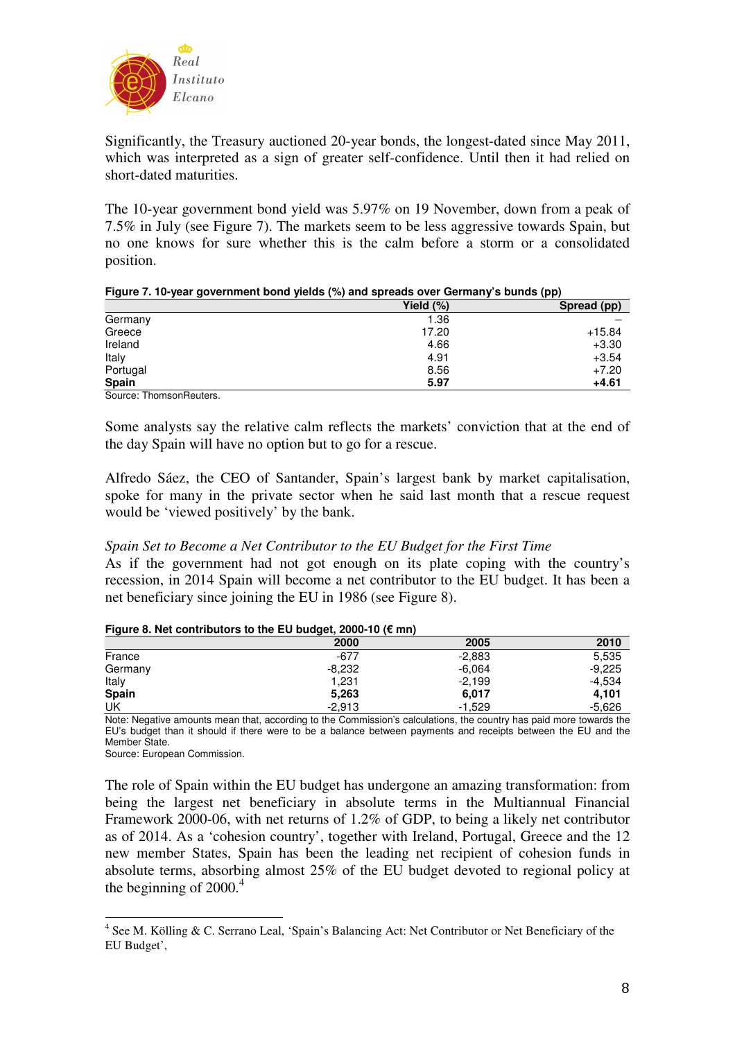Significantly, the Treasury auctioned 20-year bonds, the longest-dated since May 2011, which was interpreted as a sign of greater self-confidence. Until then it had relied on short-dated maturities.

The 10-year government bond yield was 5.97% on 19 November, down from a peak of 7.5% in July (see Figure 7). The markets seem to be less aggressive towards Spain, but no one knows for sure whether this is the calm before a storm or a consolidated position.

**Figure 7. 10-year government bond yields (%) and spreads over Germany's bunds (pp)**

| | Yield (%) | Spread (pp) |
|---|---|---|
| Germany | 1.36 | – |
| Greece | 17.20 | +15.84 |
| Ireland | 4.66 | +3.30 |
| Italy | 4.91 | +3.54 |
| Portugal | 8.56 | +7.20 |
| **Spain** | **5.97** | **+4.61** |

Source: ThomsonReuters.

Some analysts say the relative calm reflects the markets' conviction that at the end of the day Spain will have no option but to go for a rescue.

Alfredo Sáez, the CEO of Santander, Spain's largest bank by market capitalisation, spoke for many in the private sector when he said last month that a rescue request would be 'viewed positively' by the bank.

*Spain Set to Become a Net Contributor to the EU Budget for the First Time*

As if the government had not got enough on its plate coping with the country's recession, in 2014 Spain will become a net contributor to the EU budget. It has been a net beneficiary since joining the EU in 1986 (see Figure 8).

**Figure 8. Net contributors to the EU budget, 2000-10 (€ mn)**

| | 2000 | 2005 | 2010 |
|---|---|---|---|
| France | -677 | -2,883 | 5,535 |
| Germany | -8,232 | -6,064 | -9,225 |
| Italy | 1,231 | -2,199 | -4,534 |
| **Spain** | **5,263** | **6,017** | **4,101** |
| UK | -2,913 | -1,529 | -5,626 |

Note: Negative amounts mean that, according to the Commission's calculations, the country has paid more towards the EU's budget than it should if there were to be a balance between payments and receipts between the EU and the Member State.

Source: European Commission.

The role of Spain within the EU budget has undergone an amazing transformation: from being the largest net beneficiary in absolute terms in the Multiannual Financial Framework 2000-06, with net returns of 1.2% of GDP, to being a likely net contributor as of 2014. As a 'cohesion country', together with Ireland, Portugal, Greece and the 12 new member States, Spain has been the leading net recipient of cohesion funds in absolute terms, absorbing almost 25% of the EU budget devoted to regional policy at the beginning of 2000.[4]

---

[4] See M. Kölling & C. Serrano Leal, 'Spain's Balancing Act: Net Contributor or Net Beneficiary of the EU Budget',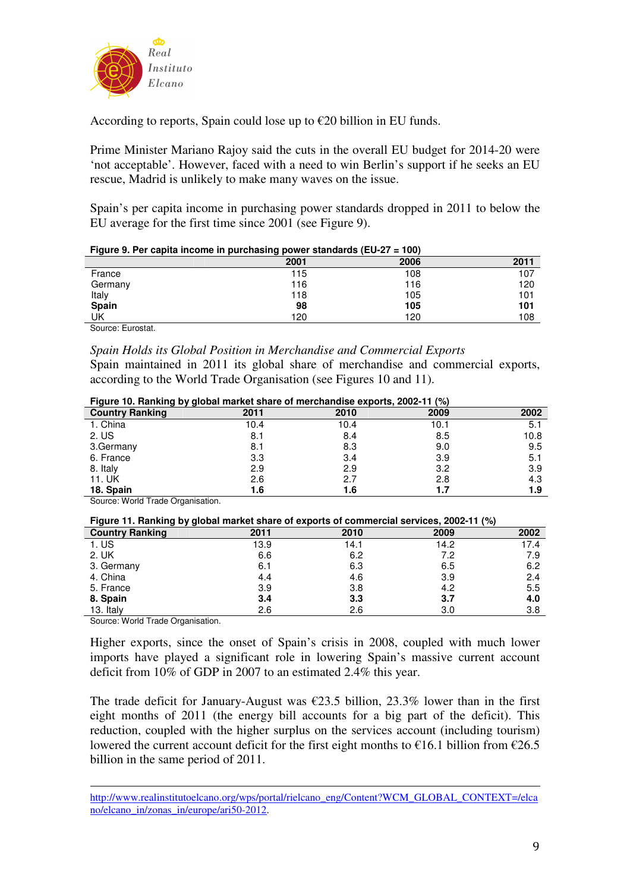According to reports, Spain could lose up to €20 billion in EU funds.

Prime Minister Mariano Rajoy said the cuts in the overall EU budget for 2014-20 were 'not acceptable'. However, faced with a need to win Berlin's support if he seeks an EU rescue, Madrid is unlikely to make many waves on the issue.

Spain's per capita income in purchasing power standards dropped in 2011 to below the EU average for the first time since 2001 (see Figure 9).

**Figure 9. Per capita income in purchasing power standards (EU-27 = 100)**

| | 2001 | 2006 | 2011 |
|---|---|---|---|
| France | 115 | 108 | 107 |
| Germany | 116 | 116 | 120 |
| Italy | 118 | 105 | 101 |
| **Spain** | **98** | **105** | **101** |
| UK | 120 | 120 | 108 |

Source: Eurostat.

*Spain Holds its Global Position in Merchandise and Commercial Exports*

Spain maintained in 2011 its global share of merchandise and commercial exports, according to the World Trade Organisation (see Figures 10 and 11).

**Figure 10. Ranking by global market share of merchandise exports, 2002-11 (%)**

| Country Ranking | 2011 | 2010 | 2009 | 2002 |
|---|---|---|---|---|
| 1. China | 10.4 | 10.4 | 10.1 | 5.1 |
| 2. US | 8.1 | 8.4 | 8.5 | 10.8 |
| 3.Germany | 8.1 | 8.3 | 9.0 | 9.5 |
| 6. France | 3.3 | 3.4 | 3.9 | 5.1 |
| 8. Italy | 2.9 | 2.9 | 3.2 | 3.9 |
| 11. UK | 2.6 | 2.7 | 2.8 | 4.3 |
| **18. Spain** | **1.6** | **1.6** | **1.7** | **1.9** |

Source: World Trade Organisation.

**Figure 11. Ranking by global market share of exports of commercial services, 2002-11 (%)**

| Country Ranking | 2011 | 2010 | 2009 | 2002 |
|---|---|---|---|---|
| 1. US | 13.9 | 14.1 | 14.2 | 17.4 |
| 2. UK | 6.6 | 6.2 | 7.2 | 7.9 |
| 3. Germany | 6.1 | 6.3 | 6.5 | 6.2 |
| 4. China | 4.4 | 4.6 | 3.9 | 2.4 |
| 5. France | 3.9 | 3.8 | 4.2 | 5.5 |
| **8. Spain** | **3.4** | **3.3** | **3.7** | **4.0** |
| 13. Italy | 2.6 | 2.6 | 3.0 | 3.8 |

Source: World Trade Organisation.

Higher exports, since the onset of Spain's crisis in 2008, coupled with much lower imports have played a significant role in lowering Spain's massive current account deficit from 10% of GDP in 2007 to an estimated 2.4% this year.

The trade deficit for January-August was €23.5 billion, 23.3% lower than in the first eight months of 2011 (the energy bill accounts for a big part of the deficit). This reduction, coupled with the higher surplus on the services account (including tourism) lowered the current account deficit for the first eight months to €16.1 billion from €26.5 billion in the same period of 2011.

---

http://www.realinstitutoelcano.org/wps/portal/rielcano_eng/Content?WCM_GLOBAL_CONTEXT=/elcano/elcano_in/zonas_in/europe/ari50-2012.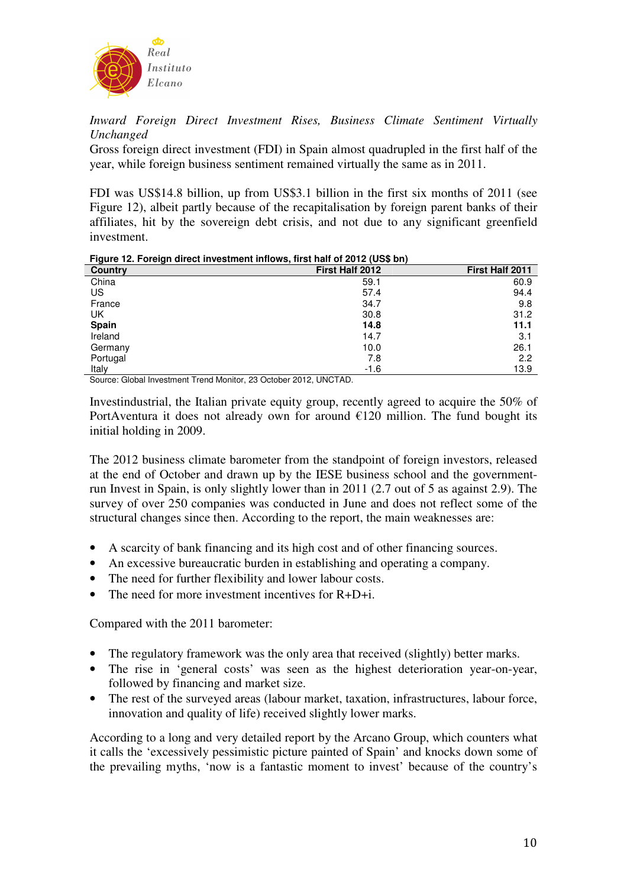*Inward Foreign Direct Investment Rises, Business Climate Sentiment Virtually Unchanged*

Gross foreign direct investment (FDI) in Spain almost quadrupled in the first half of the year, while foreign business sentiment remained virtually the same as in 2011.

FDI was US$14.8 billion, up from US$3.1 billion in the first six months of 2011 (see Figure 12), albeit partly because of the recapitalisation by foreign parent banks of their affiliates, hit by the sovereign debt crisis, and not due to any significant greenfield investment.

**Figure 12. Foreign direct investment inflows, first half of 2012 (US$ bn)**

| Country | First Half 2012 | First Half 2011 |
|---|---|---|
| China | 59.1 | 60.9 |
| US | 57.4 | 94.4 |
| France | 34.7 | 9.8 |
| UK | 30.8 | 31.2 |
| **Spain** | **14.8** | **11.1** |
| Ireland | 14.7 | 3.1 |
| Germany | 10.0 | 26.1 |
| Portugal | 7.8 | 2.2 |
| Italy | -1.6 | 13.9 |

Source: Global Investment Trend Monitor, 23 October 2012, UNCTAD.

Investindustrial, the Italian private equity group, recently agreed to acquire the 50% of PortAventura it does not already own for around €120 million. The fund bought its initial holding in 2009.

The 2012 business climate barometer from the standpoint of foreign investors, released at the end of October and drawn up by the IESE business school and the government-run Invest in Spain, is only slightly lower than in 2011 (2.7 out of 5 as against 2.9). The survey of over 250 companies was conducted in June and does not reflect some of the structural changes since then. According to the report, the main weaknesses are:

- A scarcity of bank financing and its high cost and of other financing sources.
- An excessive bureaucratic burden in establishing and operating a company.
- The need for further flexibility and lower labour costs.
- The need for more investment incentives for R+D+i.

Compared with the 2011 barometer:

- The regulatory framework was the only area that received (slightly) better marks.
- The rise in 'general costs' was seen as the highest deterioration year-on-year, followed by financing and market size.
- The rest of the surveyed areas (labour market, taxation, infrastructures, labour force, innovation and quality of life) received slightly lower marks.

According to a long and very detailed report by the Arcano Group, which counters what it calls the 'excessively pessimistic picture painted of Spain' and knocks down some of the prevailing myths, 'now is a fantastic moment to invest' because of the country's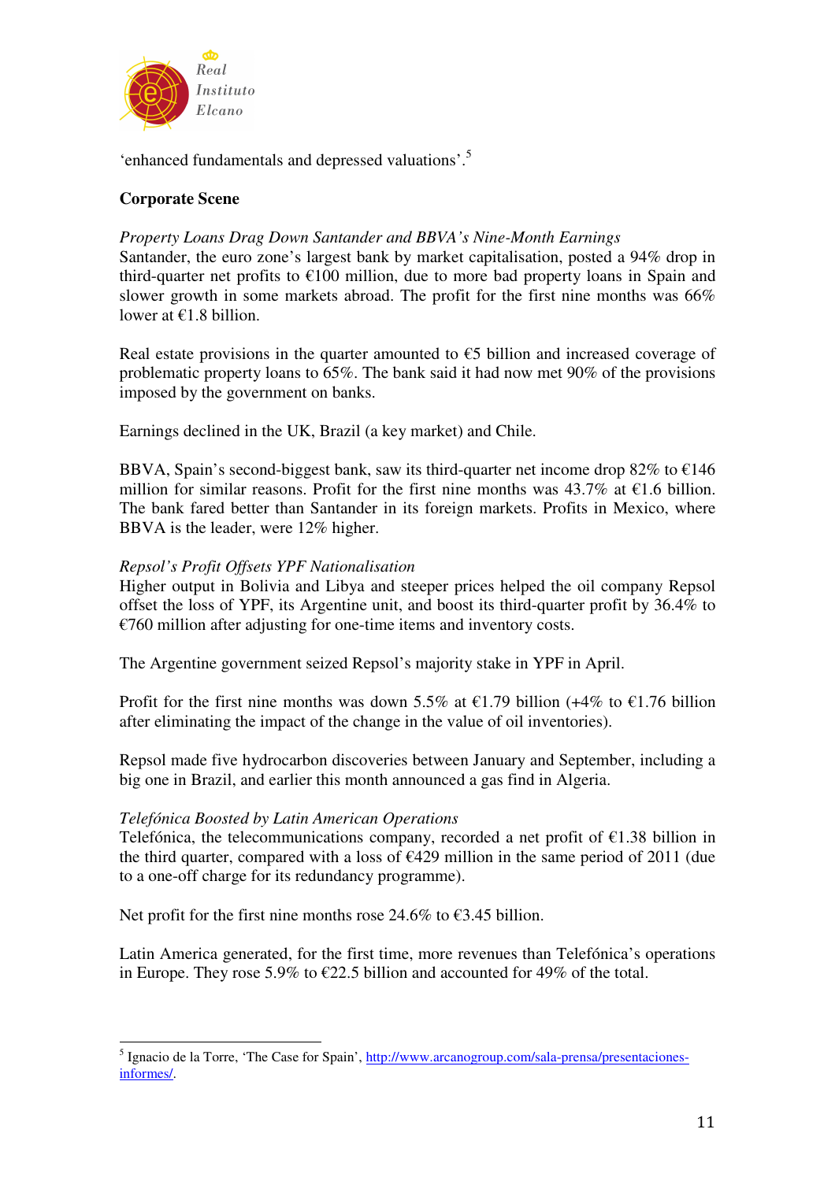'enhanced fundamentals and depressed valuations'.[5]

**Corporate Scene**

*Property Loans Drag Down Santander and BBVA's Nine-Month Earnings*

Santander, the euro zone's largest bank by market capitalisation, posted a 94% drop in third-quarter net profits to €100 million, due to more bad property loans in Spain and slower growth in some markets abroad. The profit for the first nine months was 66% lower at €1.8 billion.

Real estate provisions in the quarter amounted to €5 billion and increased coverage of problematic property loans to 65%. The bank said it had now met 90% of the provisions imposed by the government on banks.

Earnings declined in the UK, Brazil (a key market) and Chile.

BBVA, Spain's second-biggest bank, saw its third-quarter net income drop 82% to €146 million for similar reasons. Profit for the first nine months was 43.7% at €1.6 billion. The bank fared better than Santander in its foreign markets. Profits in Mexico, where BBVA is the leader, were 12% higher.

*Repsol's Profit Offsets YPF Nationalisation*

Higher output in Bolivia and Libya and steeper prices helped the oil company Repsol offset the loss of YPF, its Argentine unit, and boost its third-quarter profit by 36.4% to €760 million after adjusting for one-time items and inventory costs.

The Argentine government seized Repsol's majority stake in YPF in April.

Profit for the first nine months was down 5.5% at €1.79 billion (+4% to €1.76 billion after eliminating the impact of the change in the value of oil inventories).

Repsol made five hydrocarbon discoveries between January and September, including a big one in Brazil, and earlier this month announced a gas find in Algeria.

*Telefónica Boosted by Latin American Operations*

Telefónica, the telecommunications company, recorded a net profit of €1.38 billion in the third quarter, compared with a loss of €429 million in the same period of 2011 (due to a one-off charge for its redundancy programme).

Net profit for the first nine months rose 24.6% to €3.45 billion.

Latin America generated, for the first time, more revenues than Telefónica's operations in Europe. They rose 5.9% to €22.5 billion and accounted for 49% of the total.

---

[5] Ignacio de la Torre, 'The Case for Spain', http://www.arcanogroup.com/sala-prensa/presentaciones-informes/.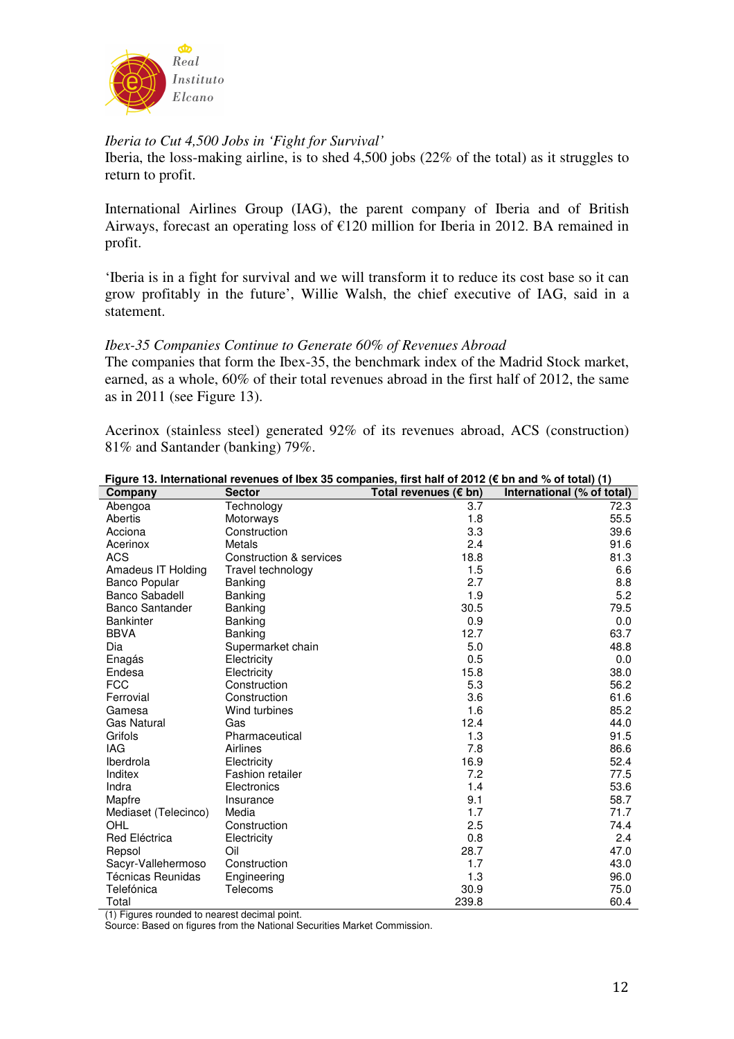*Iberia to Cut 4,500 Jobs in 'Fight for Survival'*

Iberia, the loss-making airline, is to shed 4,500 jobs (22% of the total) as it struggles to return to profit.

International Airlines Group (IAG), the parent company of Iberia and of British Airways, forecast an operating loss of €120 million for Iberia in 2012. BA remained in profit.

'Iberia is in a fight for survival and we will transform it to reduce its cost base so it can grow profitably in the future', Willie Walsh, the chief executive of IAG, said in a statement.

*Ibex-35 Companies Continue to Generate 60% of Revenues Abroad*

The companies that form the Ibex-35, the benchmark index of the Madrid Stock market, earned, as a whole, 60% of their total revenues abroad in the first half of 2012, the same as in 2011 (see Figure 13).

Acerinox (stainless steel) generated 92% of its revenues abroad, ACS (construction) 81% and Santander (banking) 79%.

**Figure 13. International revenues of Ibex 35 companies, first half of 2012 (€ bn and % of total) (1)**

| Company | Sector | Total revenues (€ bn) | International (% of total) |
|---|---|---|---|
| Abengoa | Technology | 3.7 | 72.3 |
| Abertis | Motorways | 1.8 | 55.5 |
| Acciona | Construction | 3.3 | 39.6 |
| Acerinox | Metals | 2.4 | 91.6 |
| ACS | Construction & services | 18.8 | 81.3 |
| Amadeus IT Holding | Travel technology | 1.5 | 6.6 |
| Banco Popular | Banking | 2.7 | 8.8 |
| Banco Sabadell | Banking | 1.9 | 5.2 |
| Banco Santander | Banking | 30.5 | 79.5 |
| Bankinter | Banking | 0.9 | 0.0 |
| BBVA | Banking | 12.7 | 63.7 |
| Dia | Supermarket chain | 5.0 | 48.8 |
| Enagás | Electricity | 0.5 | 0.0 |
| Endesa | Electricity | 15.8 | 38.0 |
| FCC | Construction | 5.3 | 56.2 |
| Ferrovial | Construction | 3.6 | 61.6 |
| Gamesa | Wind turbines | 1.6 | 85.2 |
| Gas Natural | Gas | 12.4 | 44.0 |
| Grifols | Pharmaceutical | 1.3 | 91.5 |
| IAG | Airlines | 7.8 | 86.6 |
| Iberdrola | Electricity | 16.9 | 52.4 |
| Inditex | Fashion retailer | 7.2 | 77.5 |
| Indra | Electronics | 1.4 | 53.6 |
| Mapfre | Insurance | 9.1 | 58.7 |
| Mediaset (Telecinco) | Media | 1.7 | 71.7 |
| OHL | Construction | 2.5 | 74.4 |
| Red Eléctrica | Electricity | 0.8 | 2.4 |
| Repsol | Oil | 28.7 | 47.0 |
| Sacyr-Vallehermoso | Construction | 1.7 | 43.0 |
| Técnicas Reunidas | Engineering | 1.3 | 96.0 |
| Telefónica | Telecoms | 30.9 | 75.0 |
| Total | | 239.8 | 60.4 |

(1) Figures rounded to nearest decimal point.
Source: Based on figures from the National Securities Market Commission.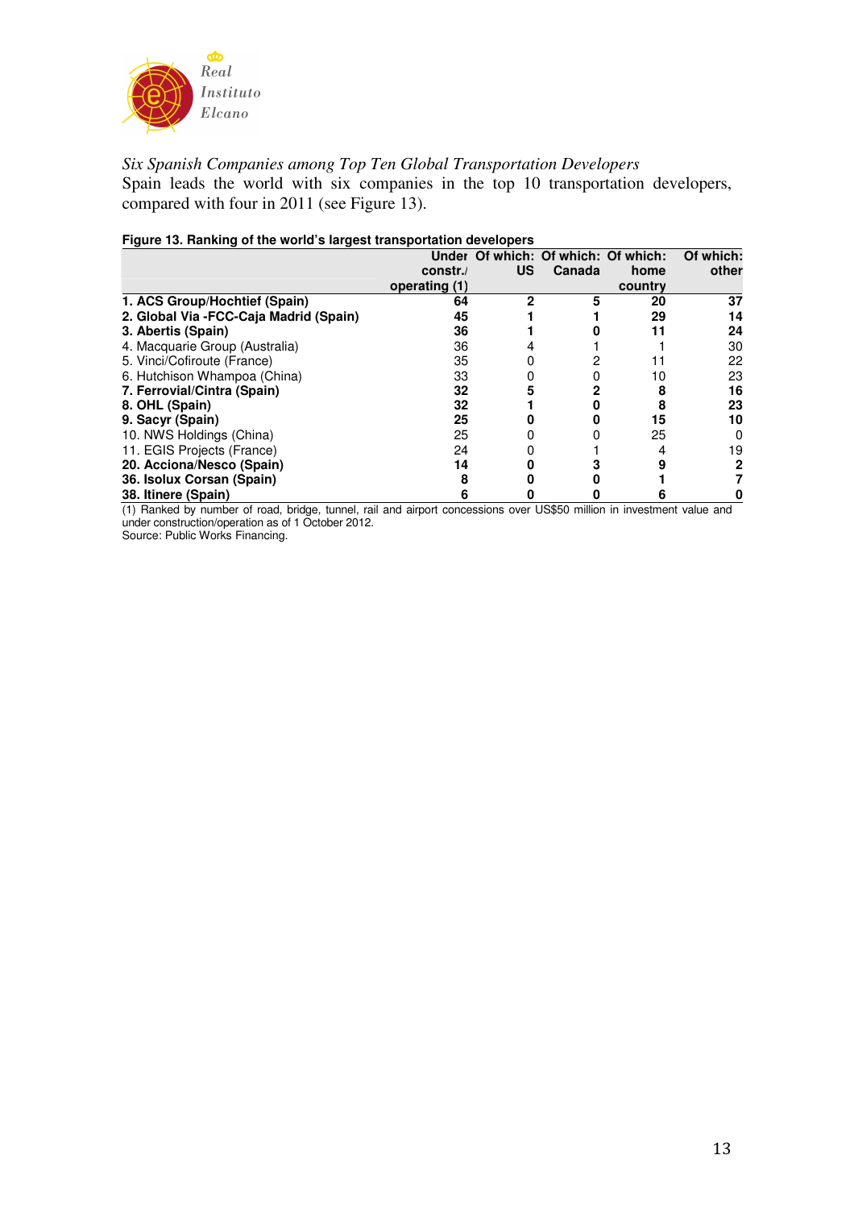*Six Spanish Companies among Top Ten Global Transportation Developers*

Spain leads the world with six companies in the top 10 transportation developers, compared with four in 2011 (see Figure 13).

**Figure 13. Ranking of the world's largest transportation developers**

| | Under constr./ operating (1) | Of which: US | Of which: Canada | Of which: home country | Of which: other |
|---|---|---|---|---|---|
| **1. ACS Group/Hochtief (Spain)** | **64** | **2** | **5** | **20** | **37** |
| **2. Global Via -FCC-Caja Madrid (Spain)** | **45** | **1** | **1** | **29** | **14** |
| **3. Abertis (Spain)** | **36** | **1** | **0** | **11** | **24** |
| 4. Macquarie Group (Australia) | 36 | 4 | 1 | 1 | 30 |
| 5. Vinci/Cofiroute (France) | 35 | 0 | 2 | 11 | 22 |
| 6. Hutchison Whampoa (China) | 33 | 0 | 0 | 10 | 23 |
| **7. Ferrovial/Cintra (Spain)** | **32** | **5** | **2** | **8** | **16** |
| **8. OHL (Spain)** | **32** | **1** | **0** | **8** | **23** |
| **9. Sacyr (Spain)** | **25** | **0** | **0** | **15** | **10** |
| 10. NWS Holdings (China) | 25 | 0 | 0 | 25 | 0 |
| 11. EGIS Projects (France) | 24 | 0 | 1 | 4 | 19 |
| **20. Acciona/Nesco (Spain)** | **14** | **0** | **3** | **9** | **2** |
| **36. Isolux Corsan (Spain)** | **8** | **0** | **0** | **1** | **7** |
| **38. Itinere (Spain)** | **6** | **0** | **0** | **6** | **0** |

(1) Ranked by number of road, bridge, tunnel, rail and airport concessions over US$50 million in investment value and under construction/operation as of 1 October 2012.

Source: Public Works Financing.